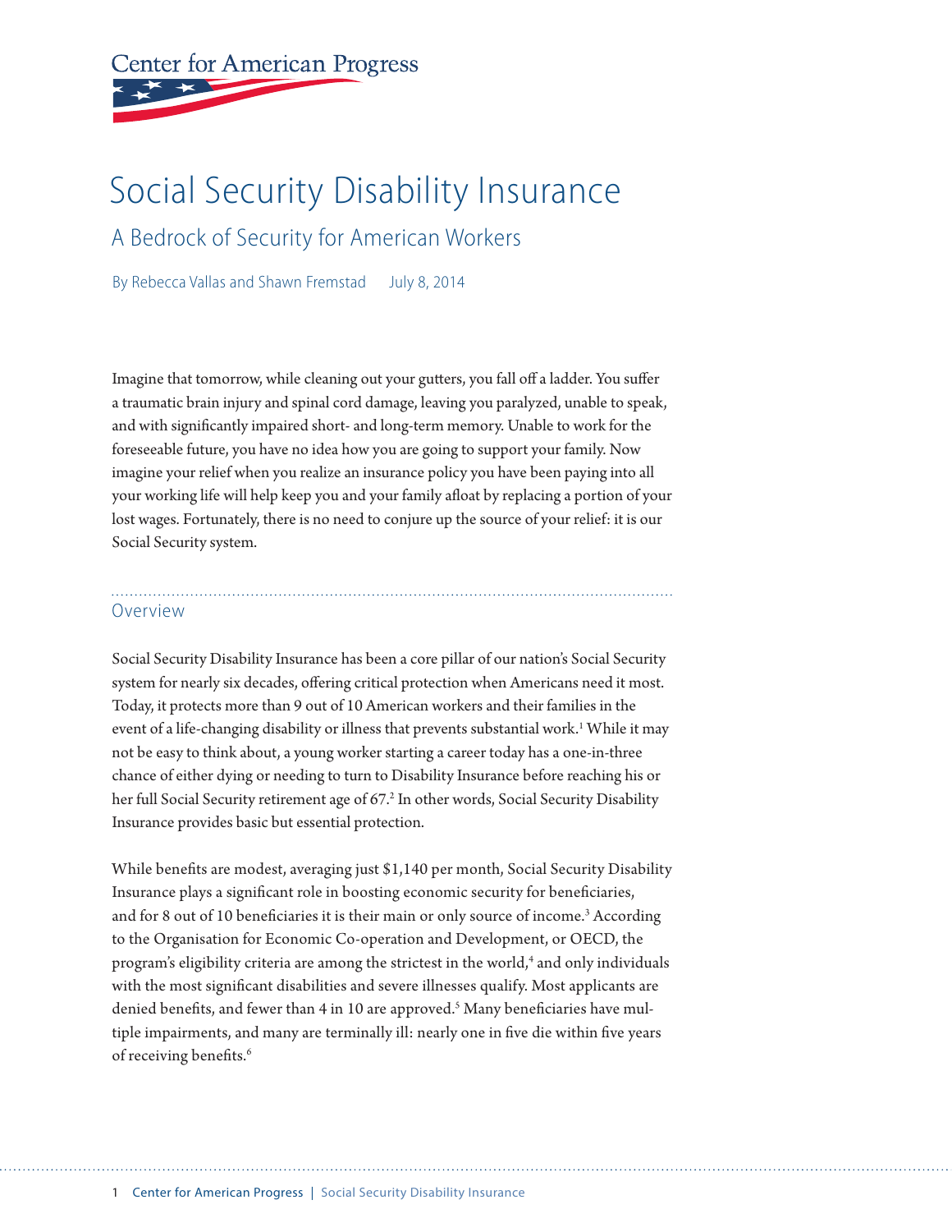Center for American Progress

# Social Security Disability Insurance

## A Bedrock of Security for American Workers

By Rebecca Vallas and Shawn Fremstad July 8, 2014

Imagine that tomorrow, while cleaning out your gutters, you fall off a ladder. You suffer a traumatic brain injury and spinal cord damage, leaving you paralyzed, unable to speak, and with significantly impaired short- and long-term memory. Unable to work for the foreseeable future, you have no idea how you are going to support your family. Now imagine your relief when you realize an insurance policy you have been paying into all your working life will help keep you and your family afloat by replacing a portion of your lost wages. Fortunately, there is no need to conjure up the source of your relief: it is our Social Security system.

### Overview

Social Security Disability Insurance has been a core pillar of our nation's Social Security system for nearly six decades, offering critical protection when Americans need it most. Today, it protects more than 9 out of 10 American workers and their families in the event of a life-changing disability or illness that prevents substantial work.[1] While it may not be easy to think about, a young worker starting a career today has a one-in-three chance of either dying or needing to turn to Disability Insurance before reaching his or her full Social Security retirement age of 67.[2] In other words, Social Security Disability Insurance provides basic but essential protection.

While benefits are modest, averaging just $1,140 per month, Social Security Disability Insurance plays a significant role in boosting economic security for beneficiaries, and for 8 out of 10 beneficiaries it is their main or only source of income.[3] According to the Organisation for Economic Co-operation and Development, or OECD, the program's eligibility criteria are among the strictest in the world,[4] and only individuals with the most significant disabilities and severe illnesses qualify. Most applicants are denied benefits, and fewer than 4 in 10 are approved.[5] Many beneficiaries have multiple impairments, and many are terminally ill: nearly one in five die within five years of receiving benefits.[6]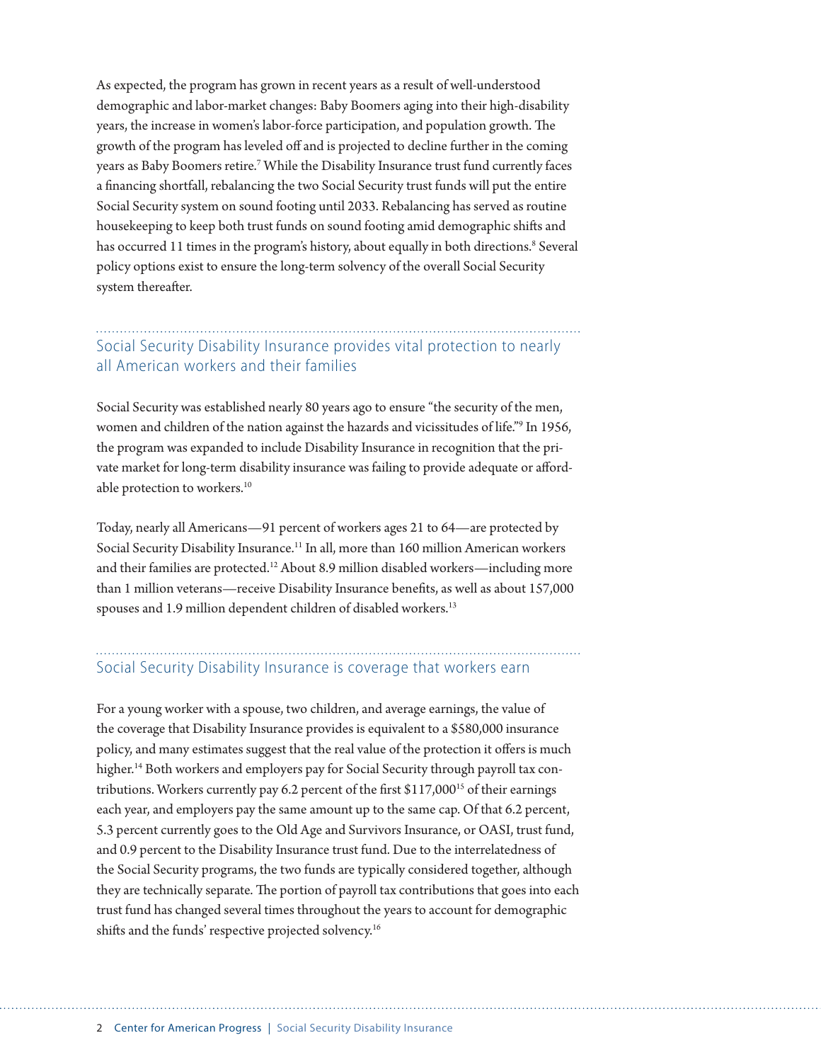As expected, the program has grown in recent years as a result of well-understood demographic and labor-market changes: Baby Boomers aging into their high-disability years, the increase in women's labor-force participation, and population growth. The growth of the program has leveled off and is projected to decline further in the coming years as Baby Boomers retire.[7] While the Disability Insurance trust fund currently faces a financing shortfall, rebalancing the two Social Security trust funds will put the entire Social Security system on sound footing until 2033. Rebalancing has served as routine housekeeping to keep both trust funds on sound footing amid demographic shifts and has occurred 11 times in the program's history, about equally in both directions.[8] Several policy options exist to ensure the long-term solvency of the overall Social Security system thereafter.

## Social Security Disability Insurance provides vital protection to nearly all American workers and their families

Social Security was established nearly 80 years ago to ensure "the security of the men, women and children of the nation against the hazards and vicissitudes of life."[9] In 1956, the program was expanded to include Disability Insurance in recognition that the private market for long-term disability insurance was failing to provide adequate or affordable protection to workers.[10]

Today, nearly all Americans—91 percent of workers ages 21 to 64—are protected by Social Security Disability Insurance.[11] In all, more than 160 million American workers and their families are protected.[12] About 8.9 million disabled workers—including more than 1 million veterans—receive Disability Insurance benefits, as well as about 157,000 spouses and 1.9 million dependent children of disabled workers.[13]

## Social Security Disability Insurance is coverage that workers earn

For a young worker with a spouse, two children, and average earnings, the value of the coverage that Disability Insurance provides is equivalent to a $580,000 insurance policy, and many estimates suggest that the real value of the protection it offers is much higher.[14] Both workers and employers pay for Social Security through payroll tax contributions. Workers currently pay 6.2 percent of the first $117,000[15] of their earnings each year, and employers pay the same amount up to the same cap. Of that 6.2 percent, 5.3 percent currently goes to the Old Age and Survivors Insurance, or OASI, trust fund, and 0.9 percent to the Disability Insurance trust fund. Due to the interrelatedness of the Social Security programs, the two funds are typically considered together, although they are technically separate. The portion of payroll tax contributions that goes into each trust fund has changed several times throughout the years to account for demographic shifts and the funds' respective projected solvency.[16]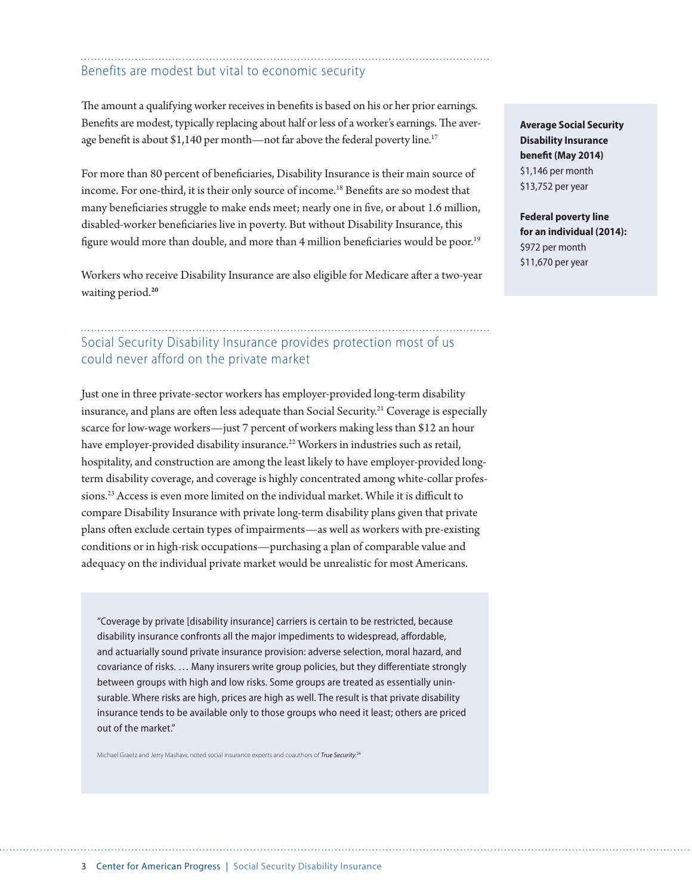## Benefits are modest but vital to economic security

The amount a qualifying worker receives in benefits is based on his or her prior earnings. Benefits are modest, typically replacing about half or less of a worker's earnings. The average benefit is about $1,140 per month—not far above the federal poverty line.[17]

For more than 80 percent of beneficiaries, Disability Insurance is their main source of income. For one-third, it is their only source of income.[18] Benefits are so modest that many beneficiaries struggle to make ends meet; nearly one in five, or about 1.6 million, disabled-worker beneficiaries live in poverty. But without Disability Insurance, this figure would more than double, and more than 4 million beneficiaries would be poor.[19]

Workers who receive Disability Insurance are also eligible for Medicare after a two-year waiting period.[20]

**Average Social Security Disability Insurance benefit (May 2014)**
$1,146 per month
$13,752 per year

**Federal poverty line for an individual (2014):**
$972 per month
$11,670 per year

## Social Security Disability Insurance provides protection most of us could never afford on the private market

Just one in three private-sector workers has employer-provided long-term disability insurance, and plans are often less adequate than Social Security.[21] Coverage is especially scarce for low-wage workers—just 7 percent of workers making less than $12 an hour have employer-provided disability insurance.[22] Workers in industries such as retail, hospitality, and construction are among the least likely to have employer-provided long-term disability coverage, and coverage is highly concentrated among white-collar professions.[23] Access is even more limited on the individual market. While it is difficult to compare Disability Insurance with private long-term disability plans given that private plans often exclude certain types of impairments—as well as workers with pre-existing conditions or in high-risk occupations—purchasing a plan of comparable value and adequacy on the individual private market would be unrealistic for most Americans.

> "Coverage by private [disability insurance] carriers is certain to be restricted, because disability insurance confronts all the major impediments to widespread, affordable, and actuarially sound private insurance provision: adverse selection, moral hazard, and covariance of risks. … Many insurers write group policies, but they differentiate strongly between groups with high and low risks. Some groups are treated as essentially uninsurable. Where risks are high, prices are high as well. The result is that private disability insurance tends to be available only to those groups who need it least; others are priced out of the market."
>
> Michael Graetz and Jerry Mashaw, noted social insurance experts and coauthors of ***True Security***.[24]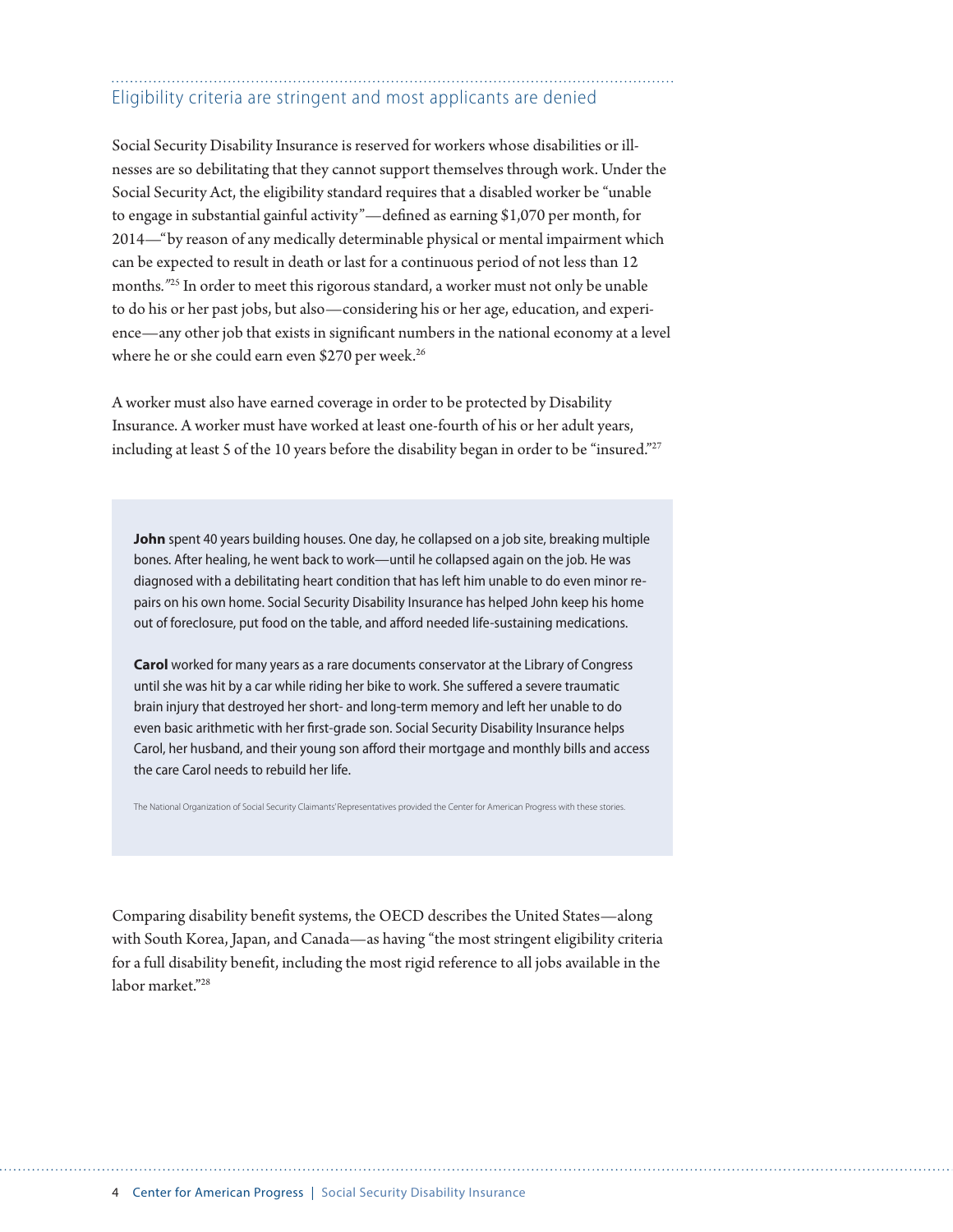## Eligibility criteria are stringent and most applicants are denied

Social Security Disability Insurance is reserved for workers whose disabilities or illnesses are so debilitating that they cannot support themselves through work. Under the Social Security Act, the eligibility standard requires that a disabled worker be "unable to engage in substantial gainful activity"—defined as earning $1,070 per month, for 2014—"by reason of any medically determinable physical or mental impairment which can be expected to result in death or last for a continuous period of not less than 12 months."[25] In order to meet this rigorous standard, a worker must not only be unable to do his or her past jobs, but also—considering his or her age, education, and experience—any other job that exists in significant numbers in the national economy at a level where he or she could earn even $270 per week.[26]

A worker must also have earned coverage in order to be protected by Disability Insurance. A worker must have worked at least one-fourth of his or her adult years, including at least 5 of the 10 years before the disability began in order to be "insured."[27]

> **John** spent 40 years building houses. One day, he collapsed on a job site, breaking multiple bones. After healing, he went back to work—until he collapsed again on the job. He was diagnosed with a debilitating heart condition that has left him unable to do even minor repairs on his own home. Social Security Disability Insurance has helped John keep his home out of foreclosure, put food on the table, and afford needed life-sustaining medications.
>
> **Carol** worked for many years as a rare documents conservator at the Library of Congress until she was hit by a car while riding her bike to work. She suffered a severe traumatic brain injury that destroyed her short- and long-term memory and left her unable to do even basic arithmetic with her first-grade son. Social Security Disability Insurance helps Carol, her husband, and their young son afford their mortgage and monthly bills and access the care Carol needs to rebuild her life.
>
> The National Organization of Social Security Claimants' Representatives provided the Center for American Progress with these stories.

Comparing disability benefit systems, the OECD describes the United States—along with South Korea, Japan, and Canada—as having "the most stringent eligibility criteria for a full disability benefit, including the most rigid reference to all jobs available in the labor market."[28]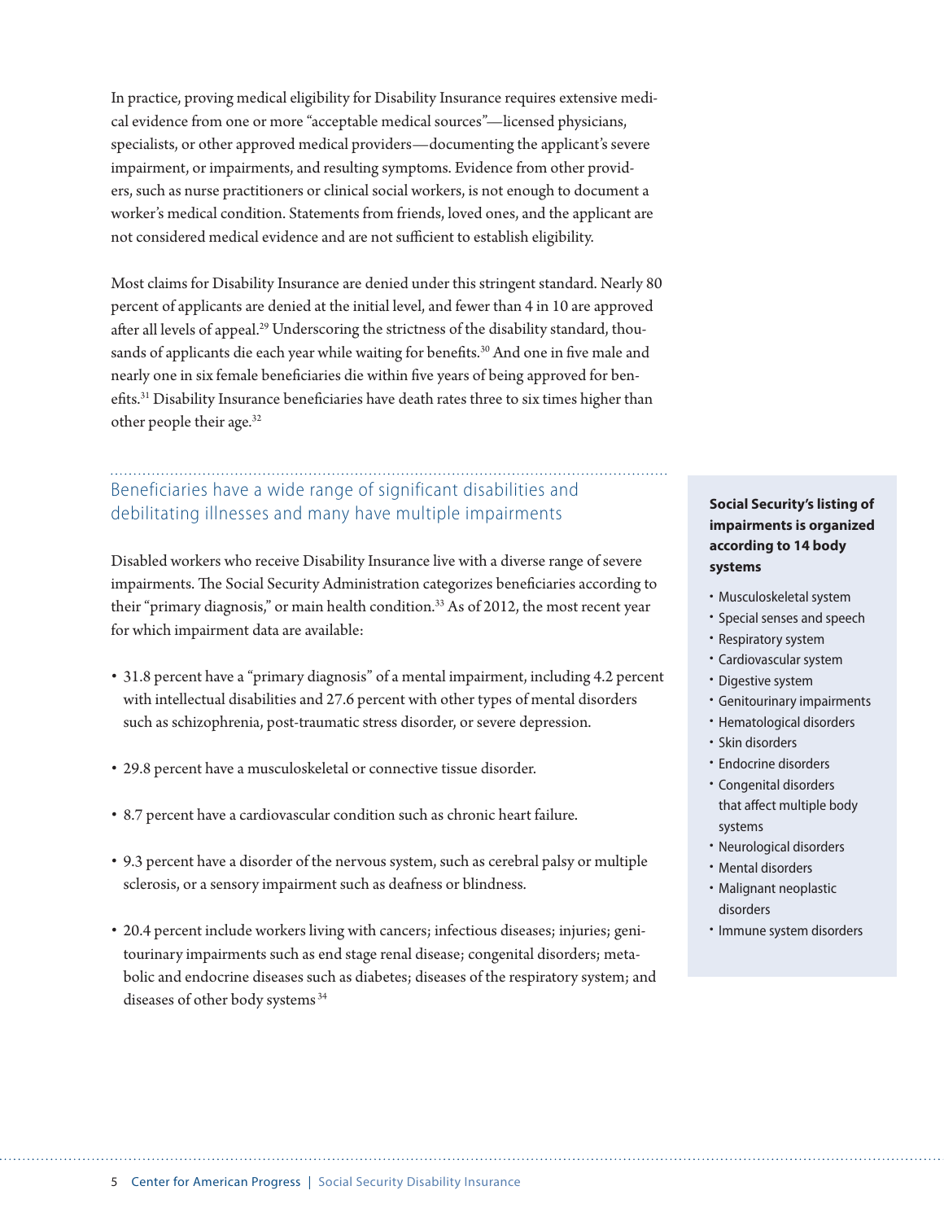In practice, proving medical eligibility for Disability Insurance requires extensive medical evidence from one or more "acceptable medical sources"—licensed physicians, specialists, or other approved medical providers—documenting the applicant's severe impairment, or impairments, and resulting symptoms. Evidence from other providers, such as nurse practitioners or clinical social workers, is not enough to document a worker's medical condition. Statements from friends, loved ones, and the applicant are not considered medical evidence and are not sufficient to establish eligibility.

Most claims for Disability Insurance are denied under this stringent standard. Nearly 80 percent of applicants are denied at the initial level, and fewer than 4 in 10 are approved after all levels of appeal.[29] Underscoring the strictness of the disability standard, thousands of applicants die each year while waiting for benefits.[30] And one in five male and nearly one in six female beneficiaries die within five years of being approved for benefits.[31] Disability Insurance beneficiaries have death rates three to six times higher than other people their age.[32]

## Beneficiaries have a wide range of significant disabilities and debilitating illnesses and many have multiple impairments

Disabled workers who receive Disability Insurance live with a diverse range of severe impairments. The Social Security Administration categorizes beneficiaries according to their "primary diagnosis," or main health condition.[33] As of 2012, the most recent year for which impairment data are available:

- 31.8 percent have a "primary diagnosis" of a mental impairment, including 4.2 percent with intellectual disabilities and 27.6 percent with other types of mental disorders such as schizophrenia, post-traumatic stress disorder, or severe depression.
- 29.8 percent have a musculoskeletal or connective tissue disorder.
- 8.7 percent have a cardiovascular condition such as chronic heart failure.
- 9.3 percent have a disorder of the nervous system, such as cerebral palsy or multiple sclerosis, or a sensory impairment such as deafness or blindness.
- 20.4 percent include workers living with cancers; infectious diseases; injuries; genitourinary impairments such as end stage renal disease; congenital disorders; metabolic and endocrine diseases such as diabetes; diseases of the respiratory system; and diseases of other body systems[34]

**Social Security's listing of impairments is organized according to 14 body systems**

- Musculoskeletal system
- Special senses and speech
- Respiratory system
- Cardiovascular system
- Digestive system
- Genitourinary impairments
- Hematological disorders
- Skin disorders
- Endocrine disorders
- Congenital disorders that affect multiple body systems
- Neurological disorders
- Mental disorders
- Malignant neoplastic disorders
- Immune system disorders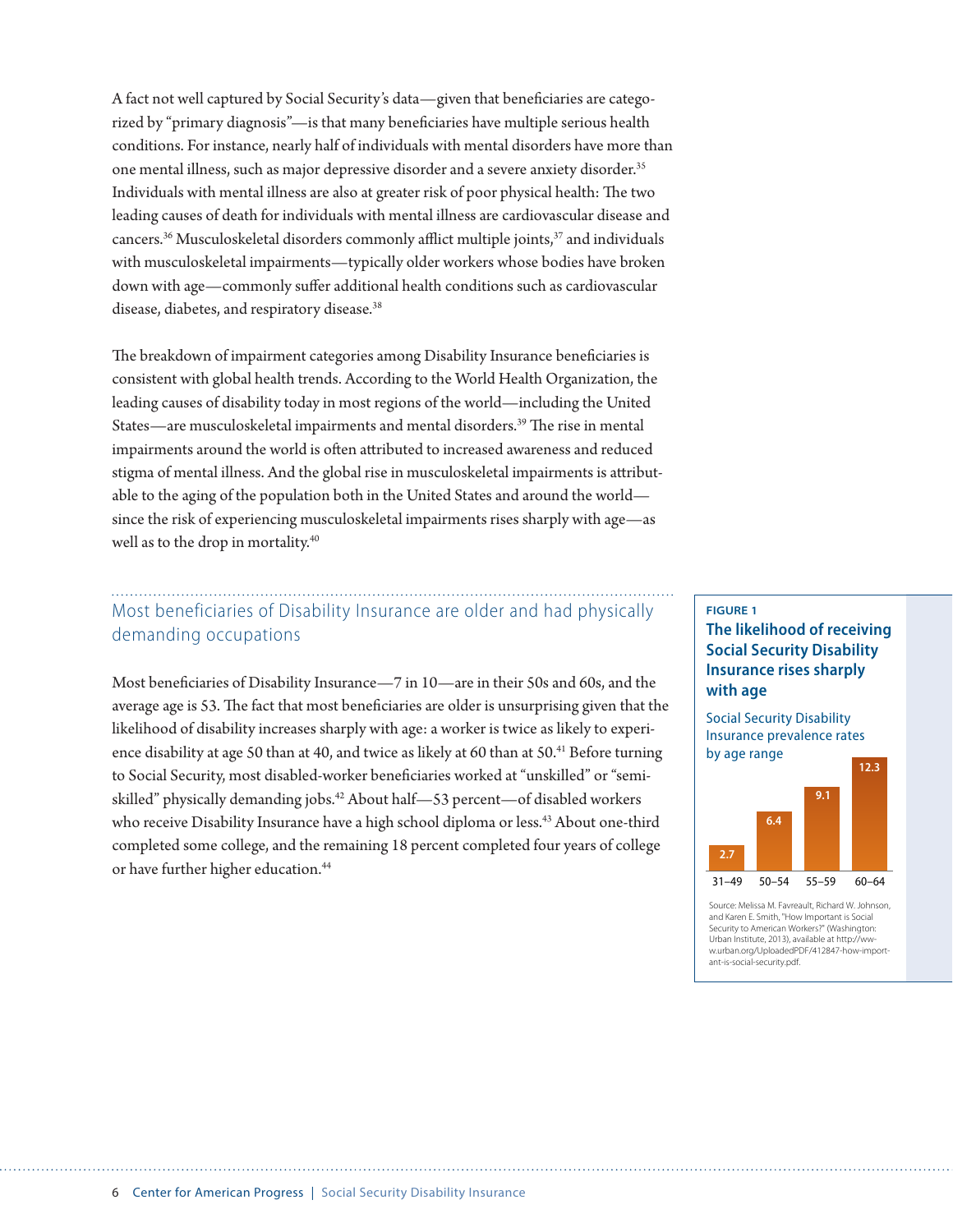A fact not well captured by Social Security's data—given that beneficiaries are categorized by "primary diagnosis"—is that many beneficiaries have multiple serious health conditions. For instance, nearly half of individuals with mental disorders have more than one mental illness, such as major depressive disorder and a severe anxiety disorder.[35] Individuals with mental illness are also at greater risk of poor physical health: The two leading causes of death for individuals with mental illness are cardiovascular disease and cancers.[36] Musculoskeletal disorders commonly afflict multiple joints,[37] and individuals with musculoskeletal impairments—typically older workers whose bodies have broken down with age—commonly suffer additional health conditions such as cardiovascular disease, diabetes, and respiratory disease.[38]

The breakdown of impairment categories among Disability Insurance beneficiaries is consistent with global health trends. According to the World Health Organization, the leading causes of disability today in most regions of the world—including the United States—are musculoskeletal impairments and mental disorders.[39] The rise in mental impairments around the world is often attributed to increased awareness and reduced stigma of mental illness. And the global rise in musculoskeletal impairments is attributable to the aging of the population both in the United States and around the world—since the risk of experiencing musculoskeletal impairments rises sharply with age—as well as to the drop in mortality.[40]

## Most beneficiaries of Disability Insurance are older and had physically demanding occupations

Most beneficiaries of Disability Insurance—7 in 10—are in their 50s and 60s, and the average age is 53. The fact that most beneficiaries are older is unsurprising given that the likelihood of disability increases sharply with age: a worker is twice as likely to experience disability at age 50 than at 40, and twice as likely at 60 than at 50.[41] Before turning to Social Security, most disabled-worker beneficiaries worked at "unskilled" or "semi-skilled" physically demanding jobs.[42] About half—53 percent—of disabled workers who receive Disability Insurance have a high school diploma or less.[43] About one-third completed some college, and the remaining 18 percent completed four years of college or have further higher education.[44]

**FIGURE 1**

**The likelihood of receiving Social Security Disability Insurance rises sharply with age**

Social Security Disability Insurance prevalence rates by age range

| Age range | Prevalence rate |
|---|---|
| 31–49 | 2.7 |
| 50–54 | 6.4 |
| 55–59 | 9.1 |
| 60–64 | 12.3 |

Source: Melissa M. Favreault, Richard W. Johnson, and Karen E. Smith, "How Important is Social Security to American Workers?" (Washington: Urban Institute, 2013), available at http://www.urban.org/UploadedPDF/412847-how-important-is-social-security.pdf.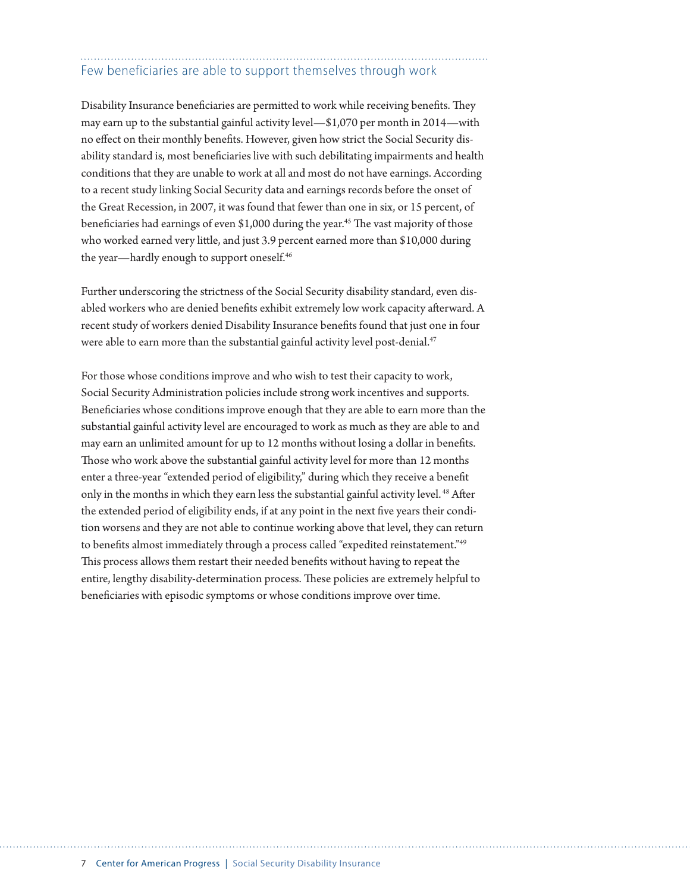## Few beneficiaries are able to support themselves through work

Disability Insurance beneficiaries are permitted to work while receiving benefits. They may earn up to the substantial gainful activity level—$1,070 per month in 2014—with no effect on their monthly benefits. However, given how strict the Social Security disability standard is, most beneficiaries live with such debilitating impairments and health conditions that they are unable to work at all and most do not have earnings. According to a recent study linking Social Security data and earnings records before the onset of the Great Recession, in 2007, it was found that fewer than one in six, or 15 percent, of beneficiaries had earnings of even $1,000 during the year.[45] The vast majority of those who worked earned very little, and just 3.9 percent earned more than $10,000 during the year—hardly enough to support oneself.[46]

Further underscoring the strictness of the Social Security disability standard, even disabled workers who are denied benefits exhibit extremely low work capacity afterward. A recent study of workers denied Disability Insurance benefits found that just one in four were able to earn more than the substantial gainful activity level post-denial.[47]

For those whose conditions improve and who wish to test their capacity to work, Social Security Administration policies include strong work incentives and supports. Beneficiaries whose conditions improve enough that they are able to earn more than the substantial gainful activity level are encouraged to work as much as they are able to and may earn an unlimited amount for up to 12 months without losing a dollar in benefits. Those who work above the substantial gainful activity level for more than 12 months enter a three-year "extended period of eligibility," during which they receive a benefit only in the months in which they earn less the substantial gainful activity level.[48] After the extended period of eligibility ends, if at any point in the next five years their condition worsens and they are not able to continue working above that level, they can return to benefits almost immediately through a process called "expedited reinstatement."[49] This process allows them restart their needed benefits without having to repeat the entire, lengthy disability-determination process. These policies are extremely helpful to beneficiaries with episodic symptoms or whose conditions improve over time.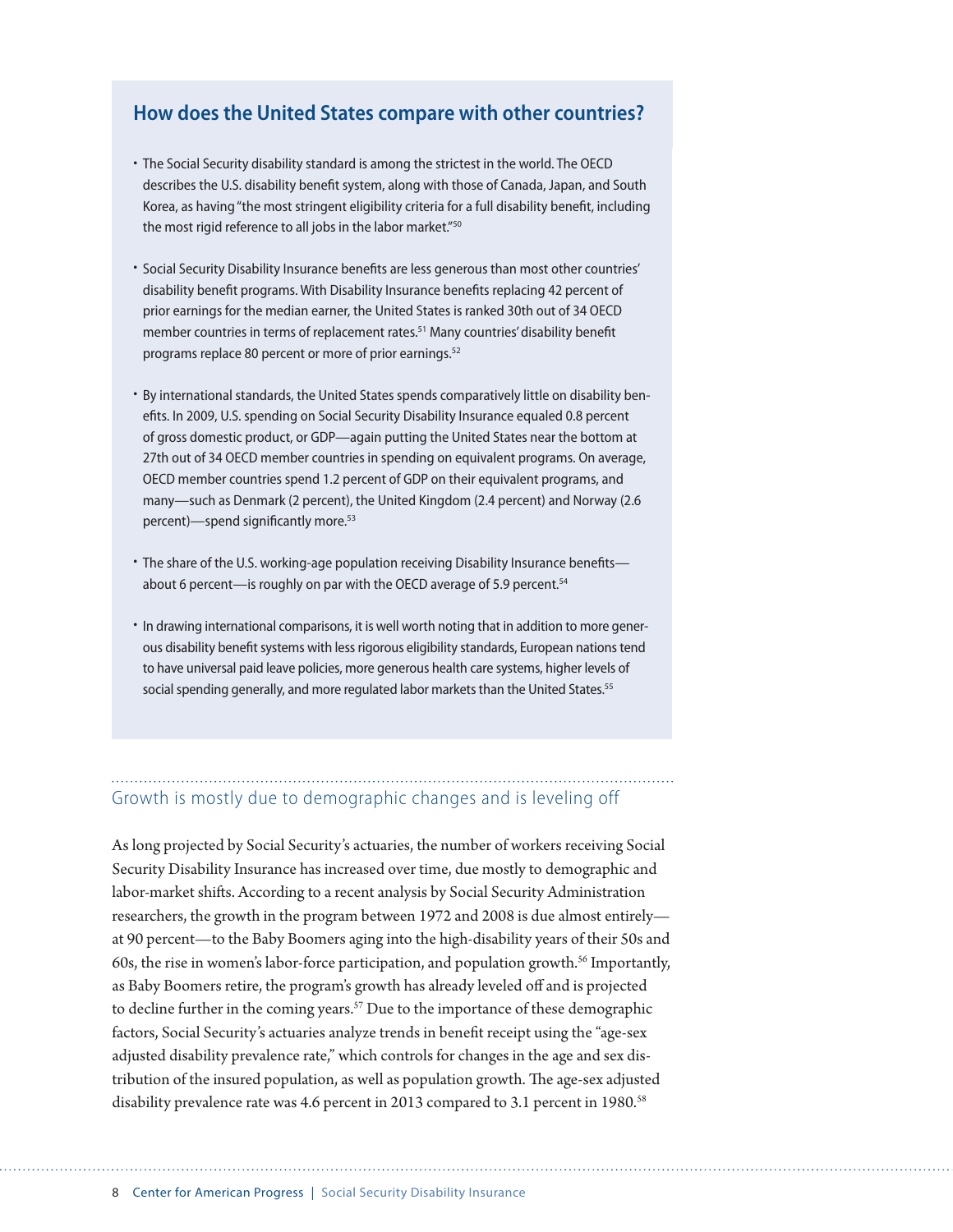## How does the United States compare with other countries?

- The Social Security disability standard is among the strictest in the world. The OECD describes the U.S. disability benefit system, along with those of Canada, Japan, and South Korea, as having "the most stringent eligibility criteria for a full disability benefit, including the most rigid reference to all jobs in the labor market."[50]
- Social Security Disability Insurance benefits are less generous than most other countries' disability benefit programs. With Disability Insurance benefits replacing 42 percent of prior earnings for the median earner, the United States is ranked 30th out of 34 OECD member countries in terms of replacement rates.[51] Many countries' disability benefit programs replace 80 percent or more of prior earnings.[52]
- By international standards, the United States spends comparatively little on disability benefits. In 2009, U.S. spending on Social Security Disability Insurance equaled 0.8 percent of gross domestic product, or GDP—again putting the United States near the bottom at 27th out of 34 OECD member countries in spending on equivalent programs. On average, OECD member countries spend 1.2 percent of GDP on their equivalent programs, and many—such as Denmark (2 percent), the United Kingdom (2.4 percent) and Norway (2.6 percent)—spend significantly more.[53]
- The share of the U.S. working-age population receiving Disability Insurance benefits—about 6 percent—is roughly on par with the OECD average of 5.9 percent.[54]
- In drawing international comparisons, it is well worth noting that in addition to more generous disability benefit systems with less rigorous eligibility standards, European nations tend to have universal paid leave policies, more generous health care systems, higher levels of social spending generally, and more regulated labor markets than the United States.[55]

## Growth is mostly due to demographic changes and is leveling off

As long projected by Social Security's actuaries, the number of workers receiving Social Security Disability Insurance has increased over time, due mostly to demographic and labor-market shifts. According to a recent analysis by Social Security Administration researchers, the growth in the program between 1972 and 2008 is due almost entirely—at 90 percent—to the Baby Boomers aging into the high-disability years of their 50s and 60s, the rise in women's labor-force participation, and population growth.[56] Importantly, as Baby Boomers retire, the program's growth has already leveled off and is projected to decline further in the coming years.[57] Due to the importance of these demographic factors, Social Security's actuaries analyze trends in benefit receipt using the "age-sex adjusted disability prevalence rate," which controls for changes in the age and sex distribution of the insured population, as well as population growth. The age-sex adjusted disability prevalence rate was 4.6 percent in 2013 compared to 3.1 percent in 1980.[58]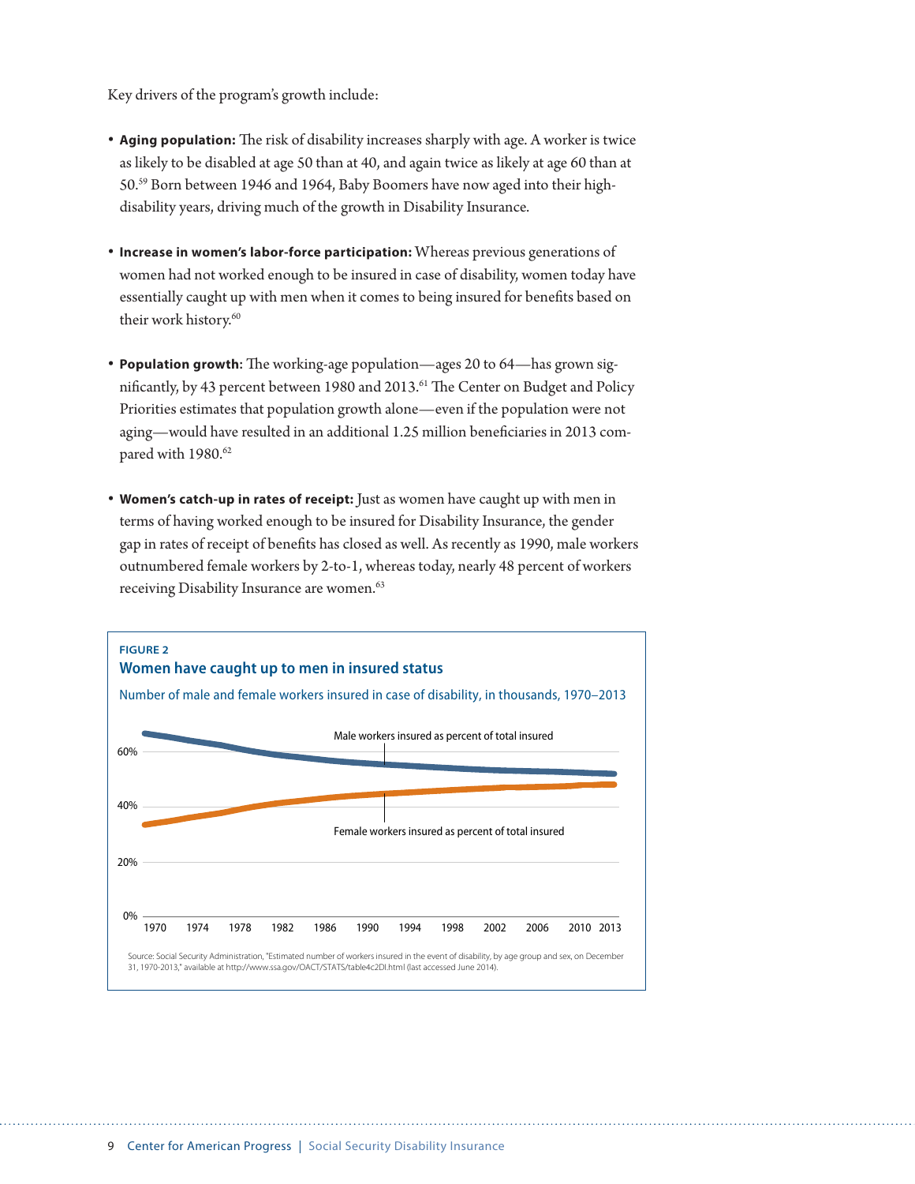Key drivers of the program's growth include:

- **Aging population:** The risk of disability increases sharply with age. A worker is twice as likely to be disabled at age 50 than at 40, and again twice as likely at age 60 than at 50.[59] Born between 1946 and 1964, Baby Boomers have now aged into their high-disability years, driving much of the growth in Disability Insurance.

- **Increase in women's labor-force participation:** Whereas previous generations of women had not worked enough to be insured in case of disability, women today have essentially caught up with men when it comes to being insured for benefits based on their work history.[60]

- **Population growth:** The working-age population—ages 20 to 64—has grown significantly, by 43 percent between 1980 and 2013.[61] The Center on Budget and Policy Priorities estimates that population growth alone—even if the population were not aging—would have resulted in an additional 1.25 million beneficiaries in 2013 compared with 1980.[62]

- **Women's catch-up in rates of receipt:** Just as women have caught up with men in terms of having worked enough to be insured for Disability Insurance, the gender gap in rates of receipt of benefits has closed as well. As recently as 1990, male workers outnumbered female workers by 2-to-1, whereas today, nearly 48 percent of workers receiving Disability Insurance are women.[63]

**FIGURE 2**

**Women have caught up to men in insured status**

Number of male and female workers insured in case of disability, in thousands, 1970–2013

Male workers insured as percent of total insured

Female workers insured as percent of total insured

0% 20% 40% 60%

1970 1974 1978 1982 1986 1990 1994 1998 2002 2006 2010 2013

Source: Social Security Administration, "Estimated number of workers insured in the event of disability, by age group and sex, on December 31, 1970-2013," available at http://www.ssa.gov/OACT/STATS/table4c2DI.html (last accessed June 2014).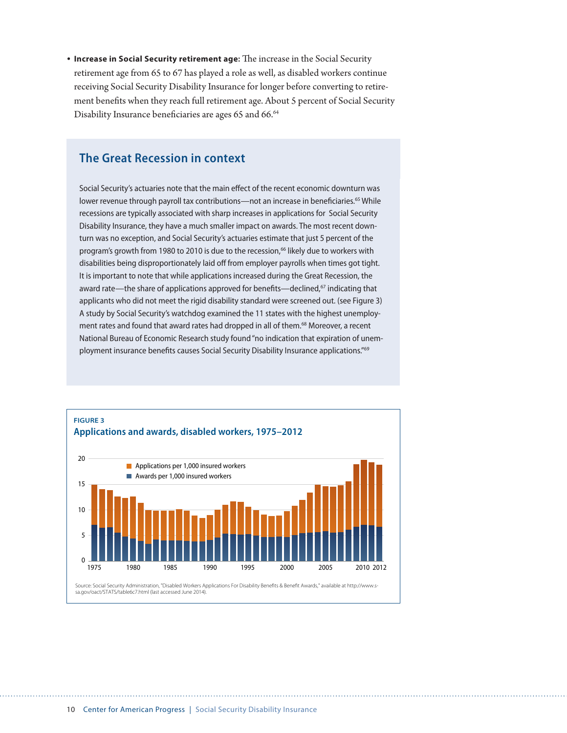- **Increase in Social Security retirement age:** The increase in the Social Security retirement age from 65 to 67 has played a role as well, as disabled workers continue receiving Social Security Disability Insurance for longer before converting to retirement benefits when they reach full retirement age. About 5 percent of Social Security Disability Insurance beneficiaries are ages 65 and 66.[64]

## The Great Recession in context

Social Security's actuaries note that the main effect of the recent economic downturn was lower revenue through payroll tax contributions—not an increase in beneficiaries.[65] While recessions are typically associated with sharp increases in applications for Social Security Disability Insurance, they have a much smaller impact on awards. The most recent downturn was no exception, and Social Security's actuaries estimate that just 5 percent of the program's growth from 1980 to 2010 is due to the recession,[66] likely due to workers with disabilities being disproportionately laid off from employer payrolls when times got tight. It is important to note that while applications increased during the Great Recession, the award rate—the share of applications approved for benefits—declined,[67] indicating that applicants who did not meet the rigid disability standard were screened out. (see Figure 3) A study by Social Security's watchdog examined the 11 states with the highest unemployment rates and found that award rates had dropped in all of them.[68] Moreover, a recent National Bureau of Economic Research study found "no indication that expiration of unemployment insurance benefits causes Social Security Disability Insurance applications."[69]

**FIGURE 3**

**Applications and awards, disabled workers, 1975–2012**

Source: Social Security Administration, "Disabled Workers Applications For Disability Benefits & Benefit Awards," available at http://www.ssa.gov/oact/STATS/table6c7.html (last accessed June 2014).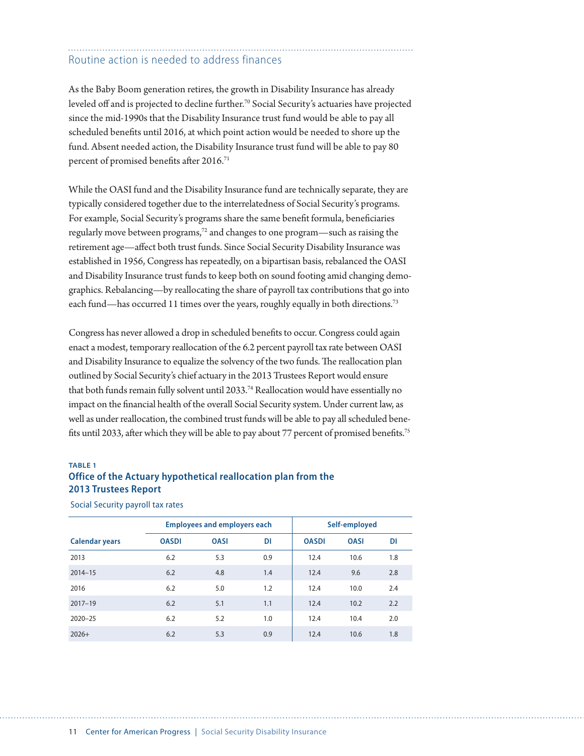## Routine action is needed to address finances

As the Baby Boom generation retires, the growth in Disability Insurance has already leveled off and is projected to decline further.[70] Social Security's actuaries have projected since the mid-1990s that the Disability Insurance trust fund would be able to pay all scheduled benefits until 2016, at which point action would be needed to shore up the fund. Absent needed action, the Disability Insurance trust fund will be able to pay 80 percent of promised benefits after 2016.[71]

While the OASI fund and the Disability Insurance fund are technically separate, they are typically considered together due to the interrelatedness of Social Security's programs. For example, Social Security's programs share the same benefit formula, beneficiaries regularly move between programs,[72] and changes to one program—such as raising the retirement age—affect both trust funds. Since Social Security Disability Insurance was established in 1956, Congress has repeatedly, on a bipartisan basis, rebalanced the OASI and Disability Insurance trust funds to keep both on sound footing amid changing demographics. Rebalancing—by reallocating the share of payroll tax contributions that go into each fund—has occurred 11 times over the years, roughly equally in both directions.[73]

Congress has never allowed a drop in scheduled benefits to occur. Congress could again enact a modest, temporary reallocation of the 6.2 percent payroll tax rate between OASI and Disability Insurance to equalize the solvency of the two funds. The reallocation plan outlined by Social Security's chief actuary in the 2013 Trustees Report would ensure that both funds remain fully solvent until 2033.[74] Reallocation would have essentially no impact on the financial health of the overall Social Security system. Under current law, as well as under reallocation, the combined trust funds will be able to pay all scheduled benefits until 2033, after which they will be able to pay about 77 percent of promised benefits.[75]

**TABLE 1**

**Office of the Actuary hypothetical reallocation plan from the 2013 Trustees Report**

Social Security payroll tax rates

| | Employees and employers each | | | Self-employed | | |
|---|---|---|---|---|---|---|
| **Calendar years** | **OASDI** | **OASI** | **DI** | **OASDI** | **OASI** | **DI** |
| 2013 | 6.2 | 5.3 | 0.9 | 12.4 | 10.6 | 1.8 |
| 2014–15 | 6.2 | 4.8 | 1.4 | 12.4 | 9.6 | 2.8 |
| 2016 | 6.2 | 5.0 | 1.2 | 12.4 | 10.0 | 2.4 |
| 2017–19 | 6.2 | 5.1 | 1.1 | 12.4 | 10.2 | 2.2 |
| 2020–25 | 6.2 | 5.2 | 1.0 | 12.4 | 10.4 | 2.0 |
| 2026+ | 6.2 | 5.3 | 0.9 | 12.4 | 10.6 | 1.8 |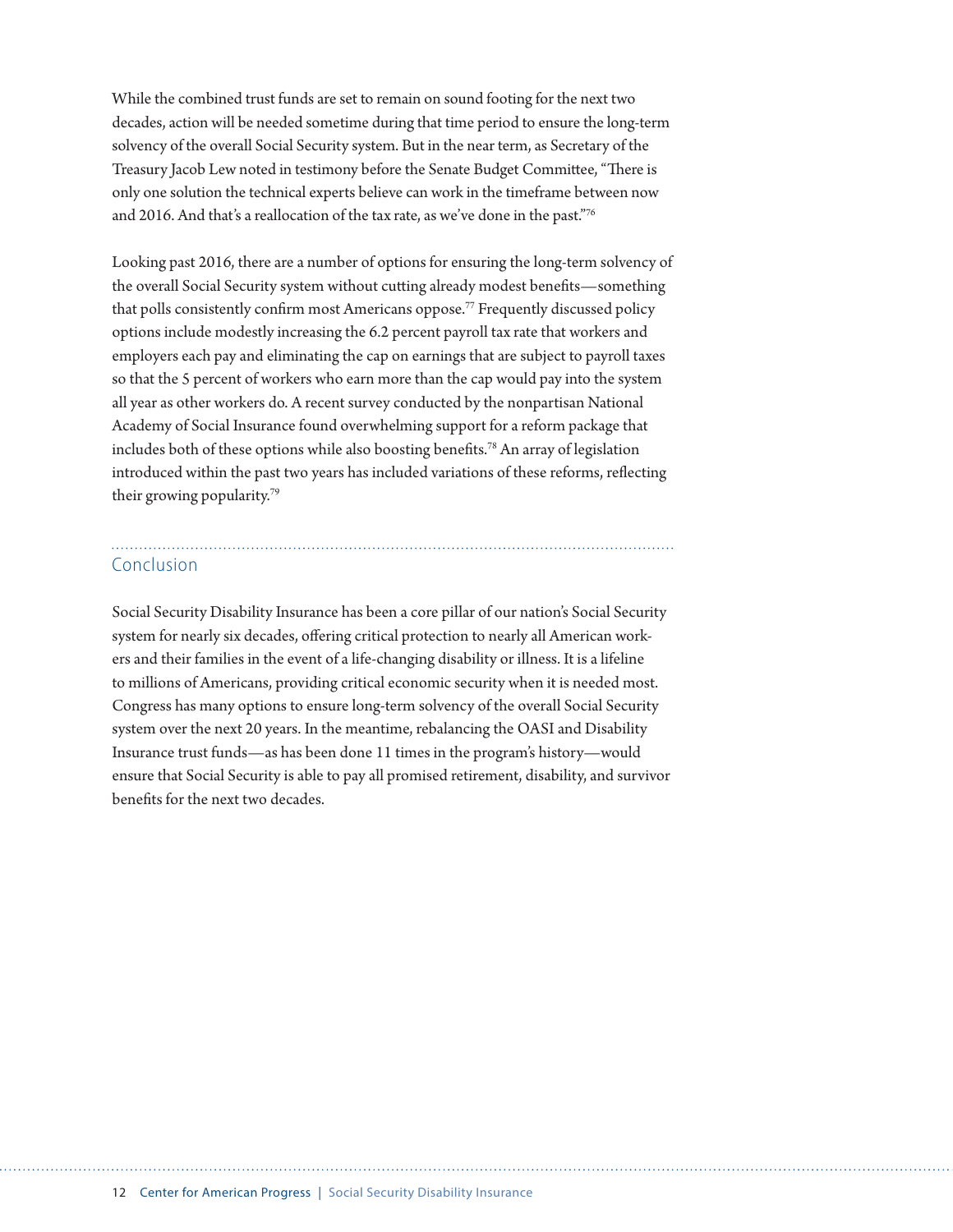While the combined trust funds are set to remain on sound footing for the next two decades, action will be needed sometime during that time period to ensure the long-term solvency of the overall Social Security system. But in the near term, as Secretary of the Treasury Jacob Lew noted in testimony before the Senate Budget Committee, "There is only one solution the technical experts believe can work in the timeframe between now and 2016. And that's a reallocation of the tax rate, as we've done in the past."[76]

Looking past 2016, there are a number of options for ensuring the long-term solvency of the overall Social Security system without cutting already modest benefits—something that polls consistently confirm most Americans oppose.[77] Frequently discussed policy options include modestly increasing the 6.2 percent payroll tax rate that workers and employers each pay and eliminating the cap on earnings that are subject to payroll taxes so that the 5 percent of workers who earn more than the cap would pay into the system all year as other workers do. A recent survey conducted by the nonpartisan National Academy of Social Insurance found overwhelming support for a reform package that includes both of these options while also boosting benefits.[78] An array of legislation introduced within the past two years has included variations of these reforms, reflecting their growing popularity.[79]

## Conclusion

Social Security Disability Insurance has been a core pillar of our nation's Social Security system for nearly six decades, offering critical protection to nearly all American workers and their families in the event of a life-changing disability or illness. It is a lifeline to millions of Americans, providing critical economic security when it is needed most. Congress has many options to ensure long-term solvency of the overall Social Security system over the next 20 years. In the meantime, rebalancing the OASI and Disability Insurance trust funds—as has been done 11 times in the program's history—would ensure that Social Security is able to pay all promised retirement, disability, and survivor benefits for the next two decades.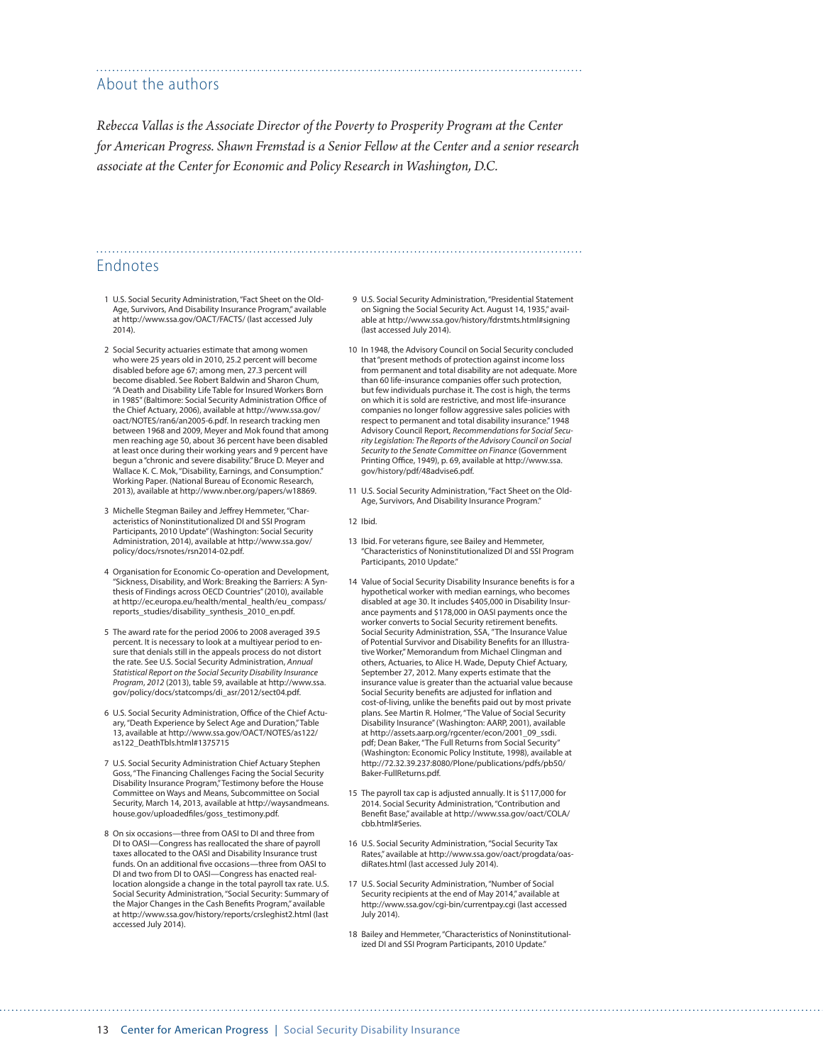## About the authors

*Rebecca Vallas is the Associate Director of the Poverty to Prosperity Program at the Center for American Progress. Shawn Fremstad is a Senior Fellow at the Center and a senior research associate at the Center for Economic and Policy Research in Washington, D.C.*

## Endnotes

1 U.S. Social Security Administration, "Fact Sheet on the Old-Age, Survivors, And Disability Insurance Program," available at http://www.ssa.gov/OACT/FACTS/ (last accessed July 2014).

2 Social Security actuaries estimate that among women who were 25 years old in 2010, 25.2 percent will become disabled before age 67; among men, 27.3 percent will become disabled. See Robert Baldwin and Sharon Chum, "A Death and Disability Life Table for Insured Workers Born in 1985" (Baltimore: Social Security Administration Office of the Chief Actuary, 2006), available at http://www.ssa.gov/oact/NOTES/ran6/an2005-6.pdf. In research tracking men between 1968 and 2009, Meyer and Mok found that among men reaching age 50, about 36 percent have been disabled at least once during their working years and 9 percent have begun a "chronic and severe disability." Bruce D. Meyer and Wallace K. C. Mok, "Disability, Earnings, and Consumption." Working Paper. (National Bureau of Economic Research, 2013), available at http://www.nber.org/papers/w18869.

3 Michelle Stegman Bailey and Jeffrey Hemmeter, "Characteristics of Noninstitutionalized DI and SSI Program Participants, 2010 Update" (Washington: Social Security Administration, 2014), available at http://www.ssa.gov/policy/docs/rsnotes/rsn2014-02.pdf.

4 Organisation for Economic Co-operation and Development, "Sickness, Disability, and Work: Breaking the Barriers: A Synthesis of Findings across OECD Countries" (2010), available at http://ec.europa.eu/health/mental_health/eu_compass/reports_studies/disability_synthesis_2010_en.pdf.

5 The award rate for the period 2006 to 2008 averaged 39.5 percent. It is necessary to look at a multiyear period to ensure that denials still in the appeals process do not distort the rate. See U.S. Social Security Administration, *Annual Statistical Report on the Social Security Disability Insurance Program, 2012* (2013), table 59, available at http://www.ssa.gov/policy/docs/statcomps/di_asr/2012/sect04.pdf.

6 U.S. Social Security Administration, Office of the Chief Actuary, "Death Experience by Select Age and Duration," Table 13, available at http://www.ssa.gov/OACT/NOTES/as122/as122_DeathTbls.html#1375715

7 U.S. Social Security Administration Chief Actuary Stephen Goss, "The Financing Challenges Facing the Social Security Disability Insurance Program," Testimony before the House Committee on Ways and Means, Subcommittee on Social Security, March 14, 2013, available at http://waysandmeans.house.gov/uploadedfiles/goss_testimony.pdf.

8 On six occasions—three from OASI to DI and three from DI to OASI—Congress has reallocated the share of payroll taxes allocated to the OASI and Disability Insurance trust funds. On an additional five occasions—three from OASI to DI and two from DI to OASI—Congress has enacted reallocation alongside a change in the total payroll tax rate. U.S. Social Security Administration, "Social Security: Summary of the Major Changes in the Cash Benefits Program," available at http://www.ssa.gov/history/reports/crsleghist2.html (last accessed July 2014).

9 U.S. Social Security Administration, "Presidential Statement on Signing the Social Security Act. August 14, 1935," available at http://www.ssa.gov/history/fdrstmts.html#signing (last accessed July 2014).

10 In 1948, the Advisory Council on Social Security concluded that "present methods of protection against income loss from permanent and total disability are not adequate. More than 60 life-insurance companies offer such protection, but few individuals purchase it. The cost is high, the terms on which it is sold are restrictive, and most life-insurance companies no longer follow aggressive sales policies with respect to permanent and total disability insurance." 1948 Advisory Council Report, *Recommendations for Social Security Legislation: The Reports of the Advisory Council on Social Security to the Senate Committee on Finance* (Government Printing Office, 1949), p. 69, available at http://www.ssa.gov/history/pdf/48advise6.pdf.

11 U.S. Social Security Administration, "Fact Sheet on the Old-Age, Survivors, And Disability Insurance Program."

12 Ibid.

13 Ibid. For veterans figure, see Bailey and Hemmeter, "Characteristics of Noninstitutionalized DI and SSI Program Participants, 2010 Update."

14 Value of Social Security Disability Insurance benefits is for a hypothetical worker with median earnings, who becomes disabled at age 30. It includes $405,000 in Disability Insurance payments and $178,000 in OASI payments once the worker converts to Social Security retirement benefits. Social Security Administration, SSA, "The Insurance Value of Potential Survivor and Disability Benefits for an Illustrative Worker," Memorandum from Michael Clingman and others, Actuaries, to Alice H. Wade, Deputy Chief Actuary, September 27, 2012. Many experts estimate that the insurance value is greater than the actuarial value because Social Security benefits are adjusted for inflation and cost-of-living, unlike the benefits paid out by most private plans. See Martin R. Holmer, "The Value of Social Security Disability Insurance" (Washington: AARP, 2001), available at http://assets.aarp.org/rgcenter/econ/2001_09_ssdi.pdf; Dean Baker, "The Full Returns from Social Security" (Washington: Economic Policy Institute, 1998), available at http://72.32.39.237:8080/Plone/publications/pdfs/pb50/Baker-FullReturns.pdf.

15 The payroll tax cap is adjusted annually. It is $117,000 for 2014. Social Security Administration, "Contribution and Benefit Base," available at http://www.ssa.gov/oact/COLA/cbb.html#Series.

16 U.S. Social Security Administration, "Social Security Tax Rates," available at http://www.ssa.gov/oact/progdata/oasdiRates.html (last accessed July 2014).

17 U.S. Social Security Administration, "Number of Social Security recipients at the end of May 2014," available at http://www.ssa.gov/cgi-bin/currentpay.cgi (last accessed July 2014).

18 Bailey and Hemmeter, "Characteristics of Noninstitutionalized DI and SSI Program Participants, 2010 Update."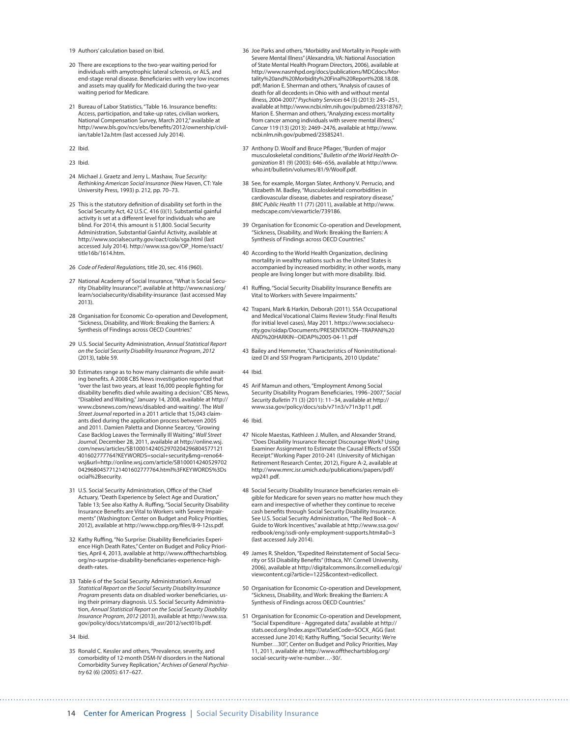19 Authors' calculation based on Ibid.

20 There are exceptions to the two-year waiting period for individuals with amyotrophic lateral sclerosis, or ALS, and end-stage renal disease. Beneficiaries with very low incomes and assets may qualify for Medicaid during the two-year waiting period for Medicare.

21 Bureau of Labor Statistics, "Table 16. Insurance benefits: Access, participation, and take-up rates, civilian workers, National Compensation Survey, March 2012," available at http://www.bls.gov/ncs/ebs/benefits/2012/ownership/civilian/table12a.htm (last accessed July 2014).

22 Ibid.

23 Ibid.

24 Michael J. Graetz and Jerry L. Mashaw, *True Security: Rethinking American Social Insurance* (New Haven, CT: Yale University Press, 1993) p. 212, pp. 70–73.

25 This is the statutory definition of disability set forth in the Social Security Act, 42 U.S.C. 416 (i)(1). Substantial gainful activity is set at a different level for individuals who are blind. For 2014, this amount is $1,800. Social Security Administration, Substantial Gainful Activity, available at http://www.socialsecurity.gov/oact/cola/sga.html (last accessed July 2014). http://www.ssa.gov/OP_Home/ssact/title16b/1614.htm.

26 *Code of Federal Regulations*, title 20, sec. 416 (960).

27 National Academy of Social Insurance, "What is Social Security Disability Insurance?", available at http://www.nasi.org/learn/socialsecurity/disability-insurance (last accessed May 2013).

28 Organisation for Economic Co-operation and Development, "Sickness, Disability, and Work: Breaking the Barriers: A Synthesis of Findings across OECD Countries."

29 U.S. Social Security Administration, *Annual Statistical Report on the Social Security Disability Insurance Program, 2012* (2013), table 59.

30 Estimates range as to how many claimants die while awaiting benefits. A 2008 CBS News investigation reported that "over the last two years, at least 16,000 people fighting for disability benefits died while awaiting a decision." CBS News, "Disabled and Waiting," January 14, 2008, available at http://www.cbsnews.com/news/disabled-and-waiting/. The *Wall Street Journal* reported in a 2011 article that 15,043 claimants died during the application process between 2005 and 2011. Damien Paletta and Dionne Searcey, "Growing Case Backlog Leaves the Terminally Ill Waiting," *Wall Street Journal*, December 28, 2011, available at http://online.wsj.com/news/articles/SB10001424052970204296804577121401602777764?KEYWORDS=social+security&mg=reno64-wsj&url=http://online.wsj.com/article/SB10001424052970204296804577121401602777764.html%3FKEYWORDS%3Dsocial%2Bsecurity.

31 U.S. Social Security Administration, Office of the Chief Actuary, "Death Experience by Select Age and Duration," Table 13; See also Kathy A. Ruffing, "Social Security Disability Insurance Benefits are Vital to Workers with Severe Impairments" (Washington: Center on Budget and Policy Priorities, 2012), available at http://www.cbpp.org/files/8-9-12ss.pdf.

32 Kathy Ruffing, "No Surprise: Disability Beneficiaries Experience High Death Rates," Center on Budget and Policy Priorities, April 4, 2013, available at http://www.offthechartsblog.org/no-surprise-disability-beneficiaries-experience-high-death-rates.

33 Table 6 of the Social Security Administration's *Annual Statistical Report on the Social Security Disability Insurance Program* presents data on disabled worker beneficiaries, using their primary diagnosis. U.S. Social Security Administration, *Annual Statistical Report on the Social Security Disability Insurance Program, 2012* (2013), available at http://www.ssa.gov/policy/docs/statcomps/di_asr/2012/sect01b.pdf.

34 Ibid.

35 Ronald C. Kessler and others, "Prevalence, severity, and comorbidity of 12-month DSM-IV disorders in the National Comorbidity Survey Replication," *Archives of General Psychiatry* 62 (6) (2005): 617–627.

36 Joe Parks and others, "Morbidity and Mortality in People with Severe Mental Illness" (Alexandria, VA: National Association of State Mental Health Program Directors, 2006), available at http://www.nasmhpd.org/docs/publications/MDCdocs/Mortality%20and%20Morbidity%20Final%20Report%208.18.08.pdf; Marion E. Sherman and others, "Analysis of causes of death for all decedents in Ohio with and without mental illness, 2004-2007," *Psychiatry Services* 64 (3) (2013): 245–251, available at http://www.ncbi.nlm.nih.gov/pubmed/23318767; Marion E. Sherman and others, "Analyzing excess mortality from cancer among individuals with severe mental illness," *Cancer* 119 (13) (2013): 2469–2476, available at http://www.ncbi.nlm.nih.gov/pubmed/23585241.

37 Anthony D. Woolf and Bruce Pflager, "Burden of major musculoskeletal conditions," *Bulletin of the World Health Organization* 81 (9) (2003): 646–656, available at http://www.who.int/bulletin/volumes/81/9/Woolf.pdf.

38 See, for example, Morgan Slater, Anthony V. Perrucio, and Elizabeth M. Badley, "Musculoskeletal comorbidities in cardiovascular disease, diabetes and respiratory disease," *BMC Public Health* 11 (77) (2011), available at http://www.medscape.com/viewarticle/739186.

39 Organisation for Economic Co-operation and Development, "Sickness, Disability, and Work: Breaking the Barriers: A Synthesis of Findings across OECD Countries."

40 According to the World Health Organization, declining mortality in wealthy nations such as the United States is accompanied by increased morbidity; in other words, many people are living longer but with more disability. Ibid.

41 Ruffing, "Social Security Disability Insurance Benefits are Vital to Workers with Severe Impairments."

42 Trapani, Mark & Harkin, Deborah (2011). SSA Occupational and Medical Vocational Claims Review Study: Final Results (for initial level cases), May 2011. https://www.socialsecurity.gov/oidap/Documents/PRESENTATION--TRAPANI%20AND%20HARKIN--OIDAP%2005-04-11.pdf

43 Bailey and Hemmeter, "Characteristics of Noninstitutionalized DI and SSI Program Participants, 2010 Update."

44 Ibid.

45 Arif Mamun and others, "Employment Among Social Security Disability Program Beneficiaries, 1996–2007," *Social Security Bulletin* 71 (3) (2011): 11–34, available at http://www.ssa.gov/policy/docs/ssb/v71n3/v71n3p11.pdf.

46 Ibid.

47 Nicole Maestas, Kathleen J. Mullen, and Alexander Strand, "Does Disability Insurance Receipt Discourage Work? Using Examiner Assignment to Estimate the Causal Effects of SSDI Receipt." Working Paper 2010-241 (University of Michigan Retirement Research Center, 2012), Figure A-2, available at http://www.mrrc.isr.umich.edu/publications/papers/pdf/wp241.pdf.

48 Social Security Disability Insurance beneficiaries remain eligible for Medicare for seven years no matter how much they earn and irrespective of whether they continue to receive cash benefits through Social Security Disability Insurance. See U.S. Social Security Administration, "The Red Book – A Guide to Work Incentives," available at http://www.ssa.gov/redbook/eng/ssdi-only-employment-supports.htm#a0=3 (last accessed July 2014).

49 James R. Sheldon, "Expedited Reinstatement of Social Security or SSI Disability Benefits" (Ithaca, NY: Cornell University, 2006), available at http://digitalcommons.ilr.cornell.edu/cgi/viewcontent.cgi?article=1225&context=edicollect.

50 Organisation for Economic Co-operation and Development, "Sickness, Disability, and Work: Breaking the Barriers: A Synthesis of Findings across OECD Countries."

51 Organisation for Economic Co-operation and Development, "Social Expenditure - Aggregated data," available at http://stats.oecd.org/Index.aspx?DataSetCode=SOCX_AGG (last accessed June 2014); Kathy Ruffing, "Social Security: We're Number…30!", Center on Budget and Policy Priorities, May 11, 2011, available at http://www.offthechartsblog.org/social-security-we're-number…-30/.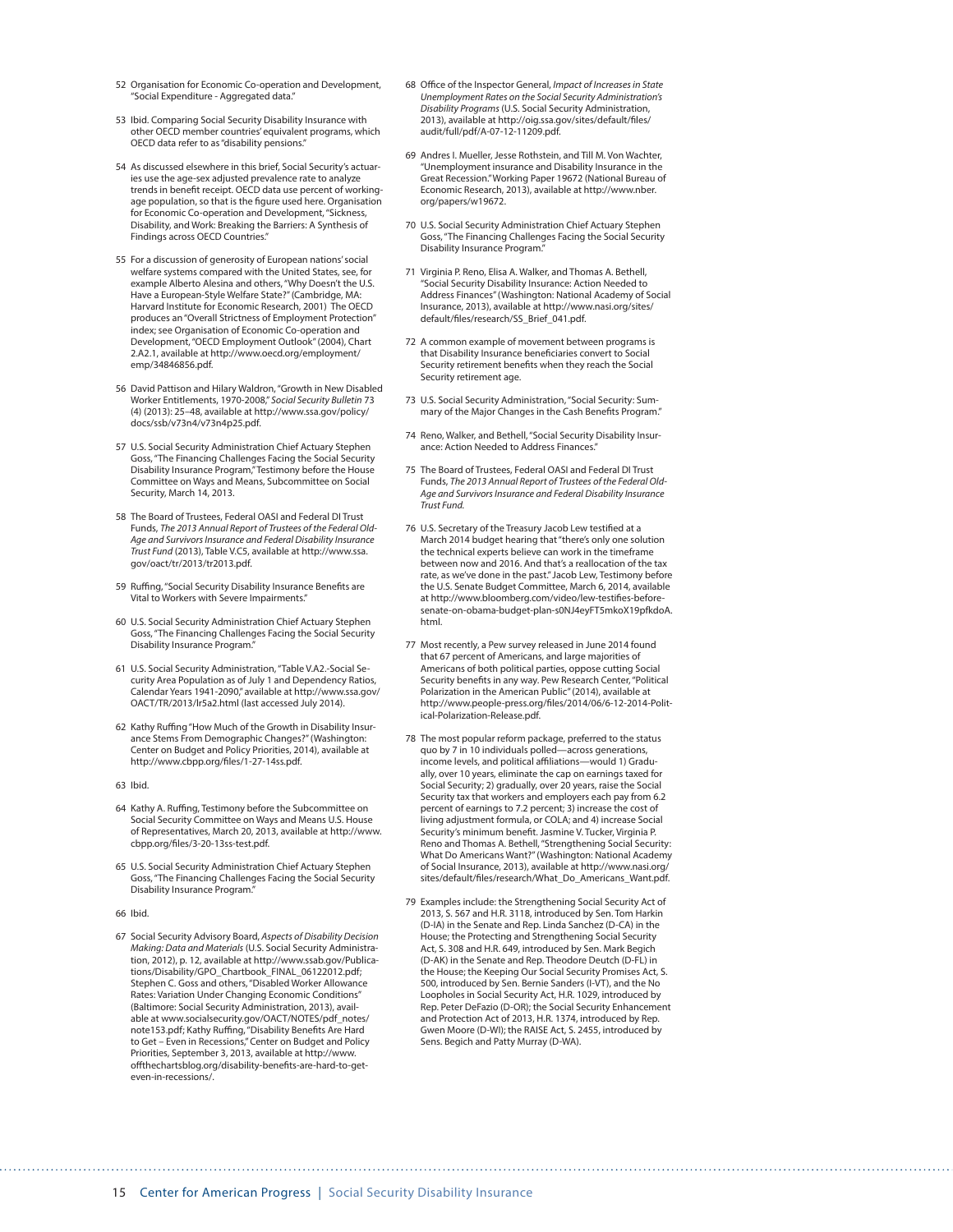52 Organisation for Economic Co-operation and Development, "Social Expenditure - Aggregated data."

53 Ibid. Comparing Social Security Disability Insurance with other OECD member countries' equivalent programs, which OECD data refer to as "disability pensions."

54 As discussed elsewhere in this brief, Social Security's actuaries use the age-sex adjusted prevalence rate to analyze trends in benefit receipt. OECD data use percent of working-age population, so that is the figure used here. Organisation for Economic Co-operation and Development, "Sickness, Disability, and Work: Breaking the Barriers: A Synthesis of Findings across OECD Countries."

55 For a discussion of generosity of European nations' social welfare systems compared with the United States, see, for example Alberto Alesina and others, "Why Doesn't the U.S. Have a European-Style Welfare State?" (Cambridge, MA: Harvard Institute for Economic Research, 2001) The OECD produces an "Overall Strictness of Employment Protection" index; see Organisation of Economic Co-operation and Development, "OECD Employment Outlook" (2004), Chart 2.A2.1, available at http://www.oecd.org/employment/emp/34846856.pdf.

56 David Pattison and Hilary Waldron, "Growth in New Disabled Worker Entitlements, 1970-2008," *Social Security Bulletin* 73 (4) (2013): 25–48, available at http://www.ssa.gov/policy/docs/ssb/v73n4/v73n4p25.pdf.

57 U.S. Social Security Administration Chief Actuary Stephen Goss, "The Financing Challenges Facing the Social Security Disability Insurance Program," Testimony before the House Committee on Ways and Means, Subcommittee on Social Security, March 14, 2013.

58 The Board of Trustees, Federal OASI and Federal DI Trust Funds, *The 2013 Annual Report of Trustees of the Federal Old-Age and Survivors Insurance and Federal Disability Insurance Trust Fund* (2013), Table V.C5, available at http://www.ssa.gov/oact/tr/2013/tr2013.pdf.

59 Ruffing, "Social Security Disability Insurance Benefits are Vital to Workers with Severe Impairments."

60 U.S. Social Security Administration Chief Actuary Stephen Goss, "The Financing Challenges Facing the Social Security Disability Insurance Program."

61 U.S. Social Security Administration, "Table V.A2.-Social Security Area Population as of July 1 and Dependency Ratios, Calendar Years 1941-2090," available at http://www.ssa.gov/OACT/TR/2013/lr5a2.html (last accessed July 2014).

62 Kathy Ruffing "How Much of the Growth in Disability Insurance Stems From Demographic Changes?" (Washington: Center on Budget and Policy Priorities, 2014), available at http://www.cbpp.org/files/1-27-14ss.pdf.

63 Ibid.

64 Kathy A. Ruffing, Testimony before the Subcommittee on Social Security Committee on Ways and Means U.S. House of Representatives, March 20, 2013, available at http://www.cbpp.org/files/3-20-13ss-test.pdf.

65 U.S. Social Security Administration Chief Actuary Stephen Goss, "The Financing Challenges Facing the Social Security Disability Insurance Program."

66 Ibid.

67 Social Security Advisory Board, *Aspects of Disability Decision Making: Data and Materials* (U.S. Social Security Administration, 2012), p. 12, available at http://www.ssab.gov/Publications/Disability/GPO_Chartbook_FINAL_06122012.pdf; Stephen C. Goss and others, "Disabled Worker Allowance Rates: Variation Under Changing Economic Conditions" (Baltimore: Social Security Administration, 2013), available at www.socialsecurity.gov/OACT/NOTES/pdf_notes/note153.pdf; Kathy Ruffing, "Disability Benefits Are Hard to Get – Even in Recessions," Center on Budget and Policy Priorities, September 3, 2013, available at http://www.offthechartsblog.org/disability-benefits-are-hard-to-get-even-in-recessions/.

68 Office of the Inspector General, *Impact of Increases in State Unemployment Rates on the Social Security Administration's Disability Programs* (U.S. Social Security Administration, 2013), available at http://oig.ssa.gov/sites/default/files/audit/full/pdf/A-07-12-11209.pdf.

69 Andres I. Mueller, Jesse Rothstein, and Till M. Von Wachter, "Unemployment insurance and Disability Insurance in the Great Recession." Working Paper 19672 (National Bureau of Economic Research, 2013), available at http://www.nber.org/papers/w19672.

70 U.S. Social Security Administration Chief Actuary Stephen Goss, "The Financing Challenges Facing the Social Security Disability Insurance Program."

71 Virginia P. Reno, Elisa A. Walker, and Thomas A. Bethell, "Social Security Disability Insurance: Action Needed to Address Finances" (Washington: National Academy of Social Insurance, 2013), available at http://www.nasi.org/sites/default/files/research/SS_Brief_041.pdf.

72 A common example of movement between programs is that Disability Insurance beneficiaries convert to Social Security retirement benefits when they reach the Social Security retirement age.

73 U.S. Social Security Administration, "Social Security: Summary of the Major Changes in the Cash Benefits Program."

74 Reno, Walker, and Bethell, "Social Security Disability Insurance: Action Needed to Address Finances."

75 The Board of Trustees, Federal OASI and Federal DI Trust Funds, *The 2013 Annual Report of Trustees of the Federal Old-Age and Survivors Insurance and Federal Disability Insurance Trust Fund.*

76 U.S. Secretary of the Treasury Jacob Lew testified at a March 2014 budget hearing that "there's only one solution the technical experts believe can work in the timeframe between now and 2016. And that's a reallocation of the tax rate, as we've done in the past." Jacob Lew, Testimony before the U.S. Senate Budget Committee, March 6, 2014, available at http://www.bloomberg.com/video/lew-testifies-before-senate-on-obama-budget-plan-s0NJ4eyFT5mkoX19pfkdoA.html.

77 Most recently, a Pew survey released in June 2014 found that 67 percent of Americans, and large majorities of Americans of both political parties, oppose cutting Social Security benefits in any way. Pew Research Center, "Political Polarization in the American Public" (2014), available at http://www.people-press.org/files/2014/06/6-12-2014-Political-Polarization-Release.pdf.

78 The most popular reform package, preferred to the status quo by 7 in 10 individuals polled—across generations, income levels, and political affiliations—would 1) Gradually, over 10 years, eliminate the cap on earnings taxed for Social Security; 2) gradually, over 20 years, raise the Social Security tax that workers and employers each pay from 6.2 percent of earnings to 7.2 percent; 3) increase the cost of living adjustment formula, or COLA; and 4) increase Social Security's minimum benefit. Jasmine V. Tucker, Virginia P. Reno and Thomas A. Bethell, "Strengthening Social Security: What Do Americans Want?" (Washington: National Academy of Social Insurance, 2013), available at http://www.nasi.org/sites/default/files/research/What_Do_Americans_Want.pdf.

79 Examples include: the Strengthening Social Security Act of 2013, S. 567 and H.R. 3118, introduced by Sen. Tom Harkin (D-IA) in the Senate and Rep. Linda Sanchez (D-CA) in the House; the Protecting and Strengthening Social Security Act, S. 308 and H.R. 649, introduced by Sen. Mark Begich (D-AK) in the Senate and Rep. Theodore Deutch (D-FL) in the House; the Keeping Our Social Security Promises Act, S. 500, introduced by Sen. Bernie Sanders (I-VT), and the No Loopholes in Social Security Act, H.R. 1029, introduced by Rep. Peter DeFazio (D-OR); the Social Security Enhancement and Protection Act of 2013, H.R. 1374, introduced by Rep. Gwen Moore (D-WI); the RAISE Act, S. 2455, introduced by Sens. Begich and Patty Murray (D-WA).